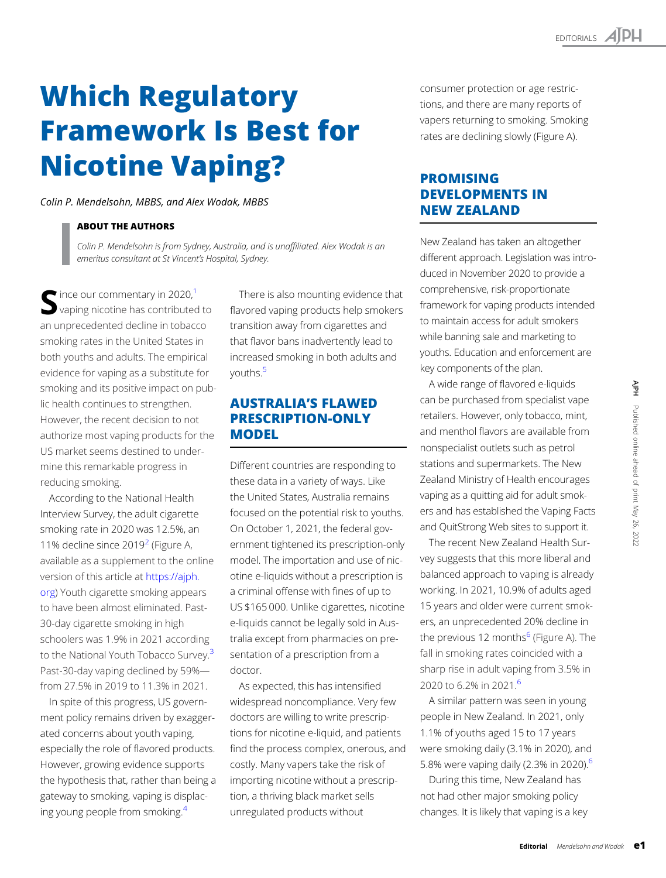# Which Regulatory Framework Is Best for Nicotine Vaping?

*Colin P. Mendelsohn, MBBS, and Alex Wodak, MBBS*

**ABOUT THE AUTHORS**

*Colin P. Mendelsohn is from Sydney, Australia, and is unaffiliated. Alex Wodak is an emeritus consultant at St Vincent's Hospital, Sydney.*

Since our commentary in 2020,[1] vaping nicotine has contributed to an unprecedented decline in tobacco smoking rates in the United States in both youths and adults. The empirical evidence for vaping as a substitute for smoking and its positive impact on public health continues to strengthen. However, the recent decision to not authorize most vaping products for the US market seems destined to undermine this remarkable progress in reducing smoking.

According to the National Health Interview Survey, the adult cigarette smoking rate in 2020 was 12.5%, an 11% decline since 2019[2] (Figure A, available as a supplement to the online version of this article at https://ajph.org) Youth cigarette smoking appears to have been almost eliminated. Past-30-day cigarette smoking in high schoolers was 1.9% in 2021 according to the National Youth Tobacco Survey.[3] Past-30-day vaping declined by 59%—from 27.5% in 2019 to 11.3% in 2021.

In spite of this progress, US government policy remains driven by exaggerated concerns about youth vaping, especially the role of flavored products. However, growing evidence supports the hypothesis that, rather than being a gateway to smoking, vaping is displacing young people from smoking.[4]

There is also mounting evidence that flavored vaping products help smokers transition away from cigarettes and that flavor bans inadvertently lead to increased smoking in both adults and youths.[5]

## AUSTRALIA'S FLAWED PRESCRIPTION-ONLY MODEL

Different countries are responding to these data in a variety of ways. Like the United States, Australia remains focused on the potential risk to youths. On October 1, 2021, the federal government tightened its prescription-only model. The importation and use of nicotine e-liquids without a prescription is a criminal offense with fines of up to US $165 000. Unlike cigarettes, nicotine e-liquids cannot be legally sold in Australia except from pharmacies on presentation of a prescription from a doctor.

As expected, this has intensified widespread noncompliance. Very few doctors are willing to write prescriptions for nicotine e-liquid, and patients find the process complex, onerous, and costly. Many vapers take the risk of importing nicotine without a prescription, a thriving black market sells unregulated products without consumer protection or age restrictions, and there are many reports of vapers returning to smoking. Smoking rates are declining slowly (Figure A).

## PROMISING DEVELOPMENTS IN NEW ZEALAND

New Zealand has taken an altogether different approach. Legislation was introduced in November 2020 to provide a comprehensive, risk-proportionate framework for vaping products intended to maintain access for adult smokers while banning sale and marketing to youths. Education and enforcement are key components of the plan.

A wide range of flavored e-liquids can be purchased from specialist vape retailers. However, only tobacco, mint, and menthol flavors are available from nonspecialist outlets such as petrol stations and supermarkets. The New Zealand Ministry of Health encourages vaping as a quitting aid for adult smokers and has established the Vaping Facts and QuitStrong Web sites to support it.

The recent New Zealand Health Survey suggests that this more liberal and balanced approach to vaping is already working. In 2021, 10.9% of adults aged 15 years and older were current smokers, an unprecedented 20% decline in the previous 12 months[6] (Figure A). The fall in smoking rates coincided with a sharp rise in adult vaping from 3.5% in 2020 to 6.2% in 2021.[6]

A similar pattern was seen in young people in New Zealand. In 2021, only 1.1% of youths aged 15 to 17 years were smoking daily (3.1% in 2020), and 5.8% were vaping daily (2.3% in 2020).[6]

During this time, New Zealand has not had other major smoking policy changes. It is likely that vaping is a key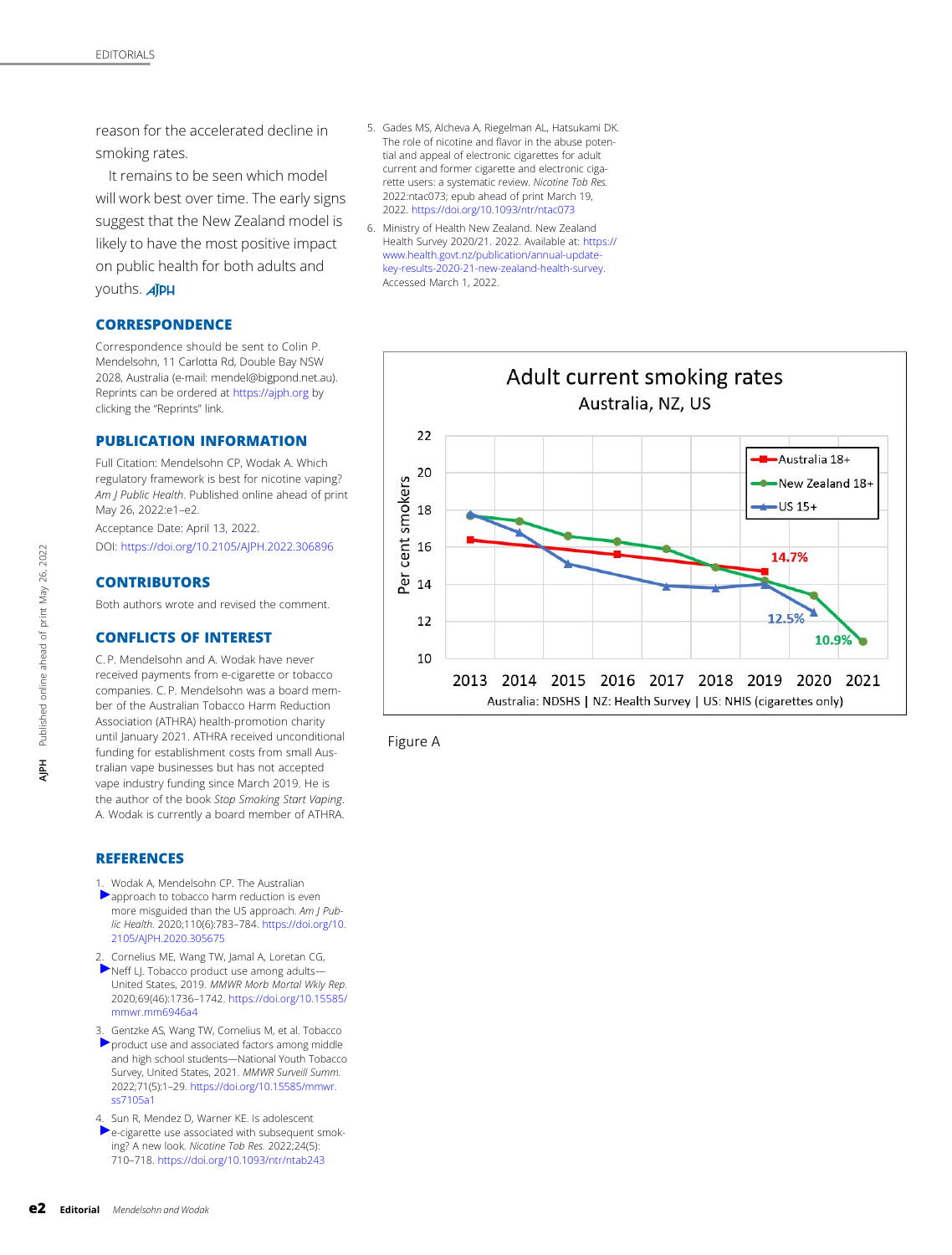reason for the accelerated decline in smoking rates.

It remains to be seen which model will work best over time. The early signs suggest that the New Zealand model is likely to have the most positive impact on public health for both adults and youths. AJPH

## CORRESPONDENCE

Correspondence should be sent to Colin P. Mendelsohn, 11 Carlotta Rd, Double Bay NSW 2028, Australia (e-mail: mendel@bigpond.net.au). Reprints can be ordered at https://ajph.org by clicking the "Reprints" link.

## PUBLICATION INFORMATION

Full Citation: Mendelsohn CP, Wodak A. Which regulatory framework is best for nicotine vaping? *Am J Public Health*. Published online ahead of print May 26, 2022:e1–e2.

Acceptance Date: April 13, 2022.

DOI: https://doi.org/10.2105/AJPH.2022.306896

## CONTRIBUTORS

Both authors wrote and revised the comment.

## CONFLICTS OF INTEREST

C. P. Mendelsohn and A. Wodak have never received payments from e-cigarette or tobacco companies. C. P. Mendelsohn was a board member of the Australian Tobacco Harm Reduction Association (ATHRA) health-promotion charity until January 2021. ATHRA received unconditional funding for establishment costs from small Australian vape businesses but has not accepted vape industry funding since March 2019. He is the author of the book *Stop Smoking Start Vaping*. A. Wodak is currently a board member of ATHRA.

## REFERENCES

1. Wodak A, Mendelsohn CP. The Australian approach to tobacco harm reduction is even more misguided than the US approach. *Am J Public Health*. 2020;110(6):783–784. https://doi.org/10.2105/AJPH.2020.305675
2. Cornelius ME, Wang TW, Jamal A, Loretan CG, Neff LJ. Tobacco product use among adults—United States, 2019. *MMWR Morb Mortal Wkly Rep*. 2020;69(46):1736–1742. https://doi.org/10.15585/mmwr.mm6946a4
3. Gentzke AS, Wang TW, Cornelius M, et al. Tobacco product use and associated factors among middle and high school students—National Youth Tobacco Survey, United States, 2021. *MMWR Surveill Summ*. 2022;71(5):1–29. https://doi.org/10.15585/mmwr.ss7105a1
4. Sun R, Mendez D, Warner KE. Is adolescent e-cigarette use associated with subsequent smoking? A new look. *Nicotine Tob Res*. 2022;24(5):710–718. https://doi.org/10.1093/ntr/ntab243
5. Gades MS, Alcheva A, Riegelman AL, Hatsukami DK. The role of nicotine and flavor in the abuse potential and appeal of electronic cigarettes for adult current and former cigarette and electronic cigarette users: a systematic review. *Nicotine Tob Res*. 2022:ntac073; epub ahead of print March 19, 2022. https://doi.org/10.1093/ntr/ntac073
6. Ministry of Health New Zealand. New Zealand Health Survey 2020/21. 2022. Available at: https://www.health.govt.nz/publication/annual-update-key-results-2020-21-new-zealand-health-survey. Accessed March 1, 2022.

Adult current smoking rates
Australia, NZ, US

Per cent smokers
22
20
18
16
14
12
10

2013 2014 2015 2016 2017 2018 2019 2020 2021

Australia 18+
New Zealand 18+
US 15+

14.7%
12.5%
10.9%

Australia: NDSHS | NZ: Health Survey | US: NHIS (cigarettes only)

Figure A